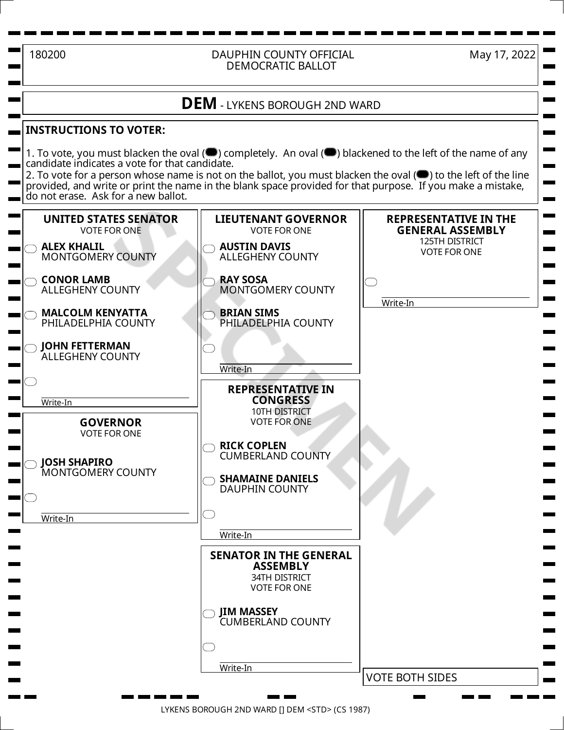180200

DAUPHIN COUNTY OFFICIAL
DEMOCRATIC BALLOT

May 17, 2022

# DEM - LYKENS BOROUGH 2ND WARD

**INSTRUCTIONS TO VOTER:**

1. To vote, you must blacken the oval ( ) completely. An oval ( ) blackened to the left of the name of any candidate indicates a vote for that candidate.
2. To vote for a person whose name is not on the ballot, you must blacken the oval ( ) to the left of the line provided, and write or print the name in the blank space provided for that purpose. If you make a mistake, do not erase. Ask for a new ballot.

## UNITED STATES SENATOR
VOTE FOR ONE

- **ALEX KHALIL**
  MONTGOMERY COUNTY
- **CONOR LAMB**
  ALLEGHENY COUNTY
- **MALCOLM KENYATTA**
  PHILADELPHIA COUNTY
- **JOHN FETTERMAN**
  ALLEGHENY COUNTY
- Write-In

## GOVERNOR
VOTE FOR ONE

- **JOSH SHAPIRO**
  MONTGOMERY COUNTY
- Write-In

## LIEUTENANT GOVERNOR
VOTE FOR ONE

- **AUSTIN DAVIS**
  ALLEGHENY COUNTY
- **RAY SOSA**
  MONTGOMERY COUNTY
- **BRIAN SIMS**
  PHILADELPHIA COUNTY
- Write-In

## REPRESENTATIVE IN CONGRESS
10TH DISTRICT
VOTE FOR ONE

- **RICK COPLEN**
  CUMBERLAND COUNTY
- **SHAMAINE DANIELS**
  DAUPHIN COUNTY
- Write-In

## SENATOR IN THE GENERAL ASSEMBLY
34TH DISTRICT
VOTE FOR ONE

- **JIM MASSEY**
  CUMBERLAND COUNTY
- Write-In

## REPRESENTATIVE IN THE GENERAL ASSEMBLY
125TH DISTRICT
VOTE FOR ONE

- Write-In

VOTE BOTH SIDES

LYKENS BOROUGH 2ND WARD [] DEM <STD> (CS 1987)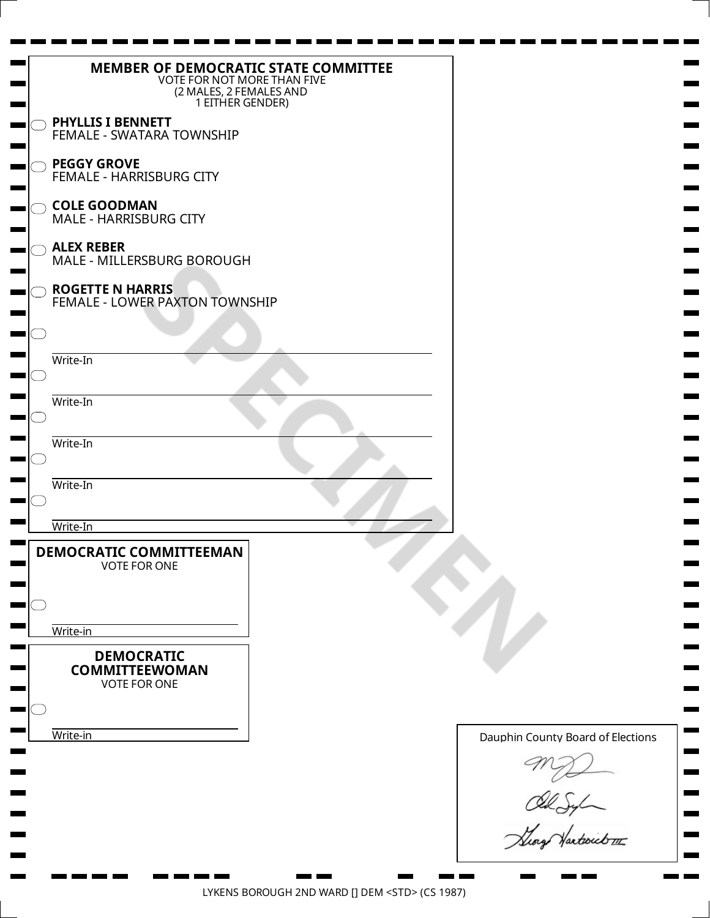## MEMBER OF DEMOCRATIC STATE COMMITTEE

VOTE FOR NOT MORE THAN FIVE
(2 MALES, 2 FEMALES AND
1 EITHER GENDER)

- **PHYLLIS I BENNETT**
  FEMALE - SWATARA TOWNSHIP
- **PEGGY GROVE**
  FEMALE - HARRISBURG CITY
- **COLE GOODMAN**
  MALE - HARRISBURG CITY
- **ALEX REBER**
  MALE - MILLERSBURG BOROUGH
- **ROGETTE N HARRIS**
  FEMALE - LOWER PAXTON TOWNSHIP
- Write-In
- Write-In
- Write-In
- Write-In
- Write-In

## DEMOCRATIC COMMITTEEMAN

VOTE FOR ONE

- Write-in

## DEMOCRATIC COMMITTEEWOMAN

VOTE FOR ONE

- Write-in

Dauphin County Board of Elections

SPECIMEN

LYKENS BOROUGH 2ND WARD [] DEM <STD> (CS 1987)